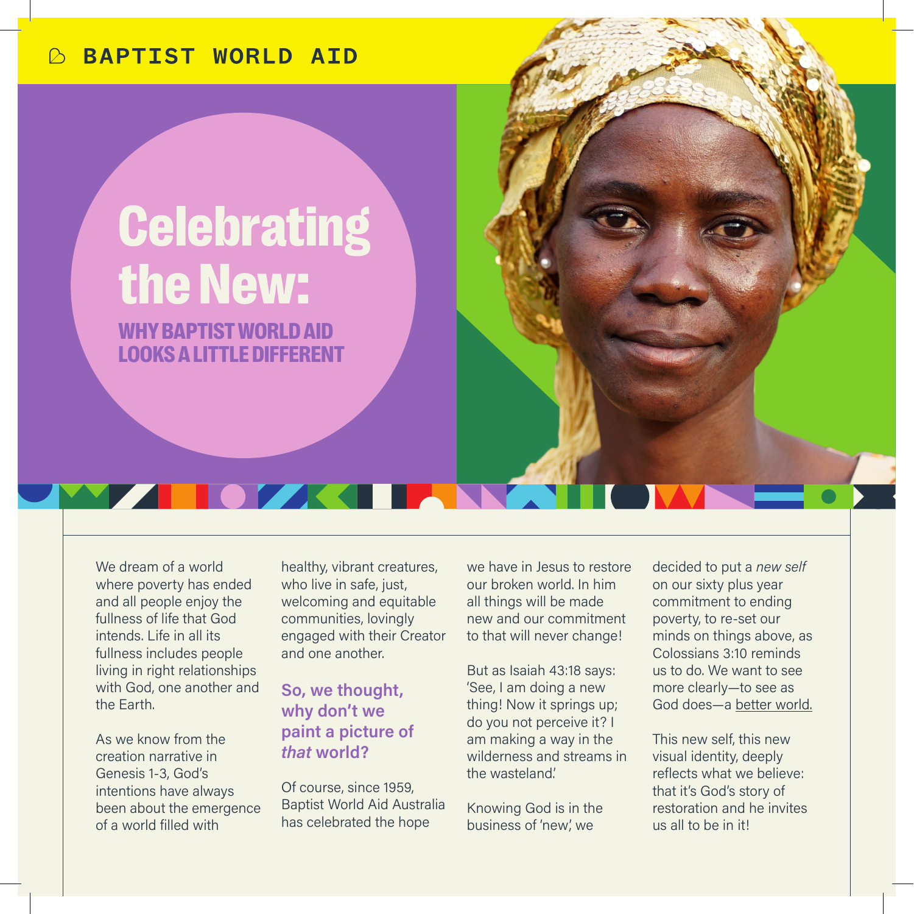BAPTIST WORLD AID

# Celebrating the New:

## WHY BAPTIST WORLD AID LOOKS A LITTLE DIFFERENT

We dream of a world where poverty has ended and all people enjoy the fullness of life that God intends. Life in all its fullness includes people living in right relationships with God, one another and the Earth.

As we know from the creation narrative in Genesis 1-3, God's intentions have always been about the emergence of a world filled with healthy, vibrant creatures, who live in safe, just, welcoming and equitable communities, lovingly engaged with their Creator and one another.

### So, we thought, why don't we paint a picture of *that* world?

Of course, since 1959, Baptist World Aid Australia has celebrated the hope we have in Jesus to restore our broken world. In him all things will be made new and our commitment to that will never change!

But as Isaiah 43:18 says: 'See, I am doing a new thing! Now it springs up; do you not perceive it? I am making a way in the wilderness and streams in the wasteland.'

Knowing God is in the business of 'new,' we decided to put a *new self* on our sixty plus year commitment to ending poverty, to re-set our minds on things above, as Colossians 3:10 reminds us to do. We want to see more clearly—to see as God does—a better world.

This new self, this new visual identity, deeply reflects what we believe: that it's God's story of restoration and he invites us all to be in it!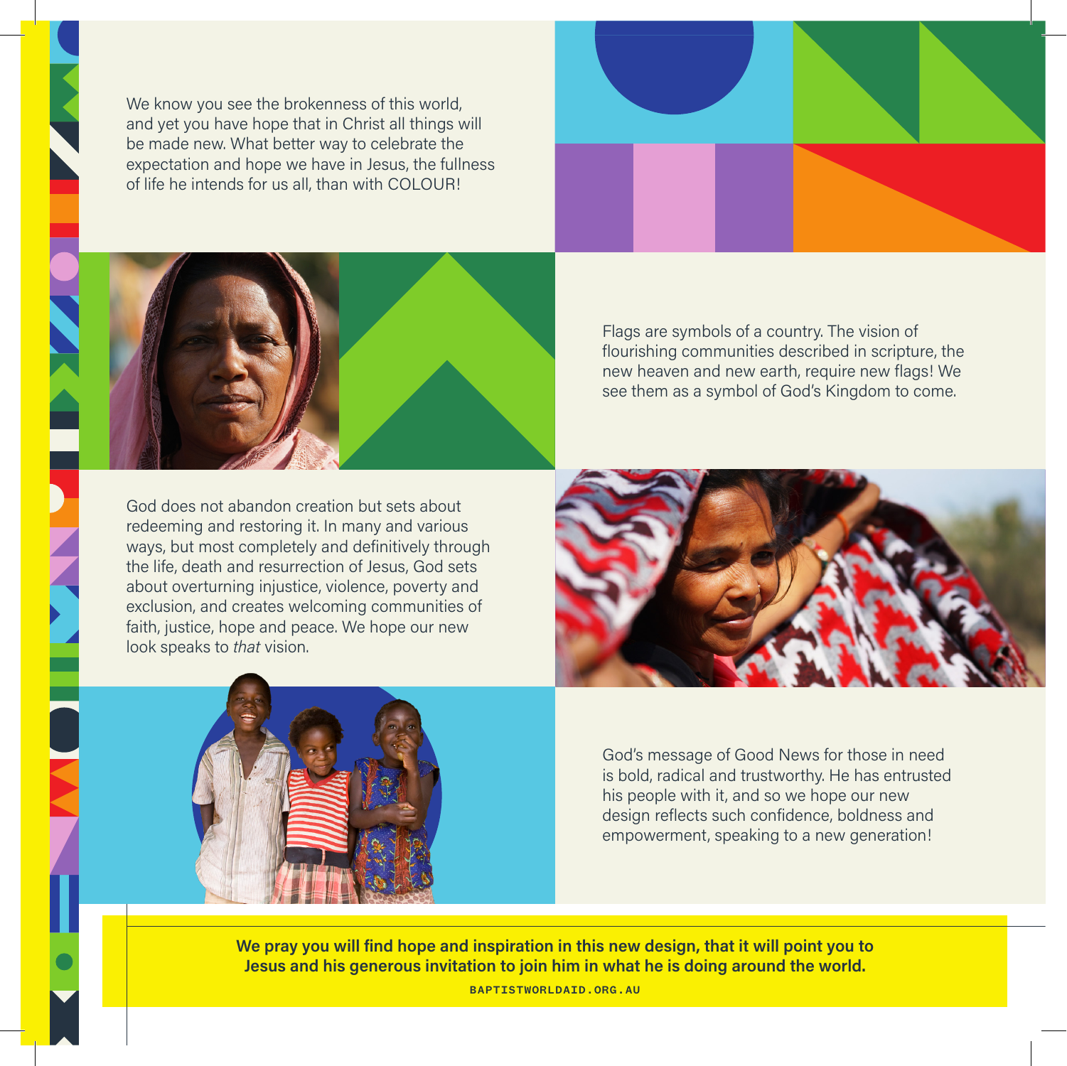We know you see the brokenness of this world, and yet you have hope that in Christ all things will be made new. What better way to celebrate the expectation and hope we have in Jesus, the fullness of life he intends for us all, than with COLOUR!

Flags are symbols of a country. The vision of flourishing communities described in scripture, the new heaven and new earth, require new flags! We see them as a symbol of God's Kingdom to come.

God does not abandon creation but sets about redeeming and restoring it. In many and various ways, but most completely and definitively through the life, death and resurrection of Jesus, God sets about overturning injustice, violence, poverty and exclusion, and creates welcoming communities of faith, justice, hope and peace. We hope our new look speaks to *that* vision.

God's message of Good News for those in need is bold, radical and trustworthy. He has entrusted his people with it, and so we hope our new design reflects such confidence, boldness and empowerment, speaking to a new generation!

**We pray you will find hope and inspiration in this new design, that it will point you to Jesus and his generous invitation to join him in what he is doing around the world.**

**BAPTISTWORLDAID.ORG.AU**